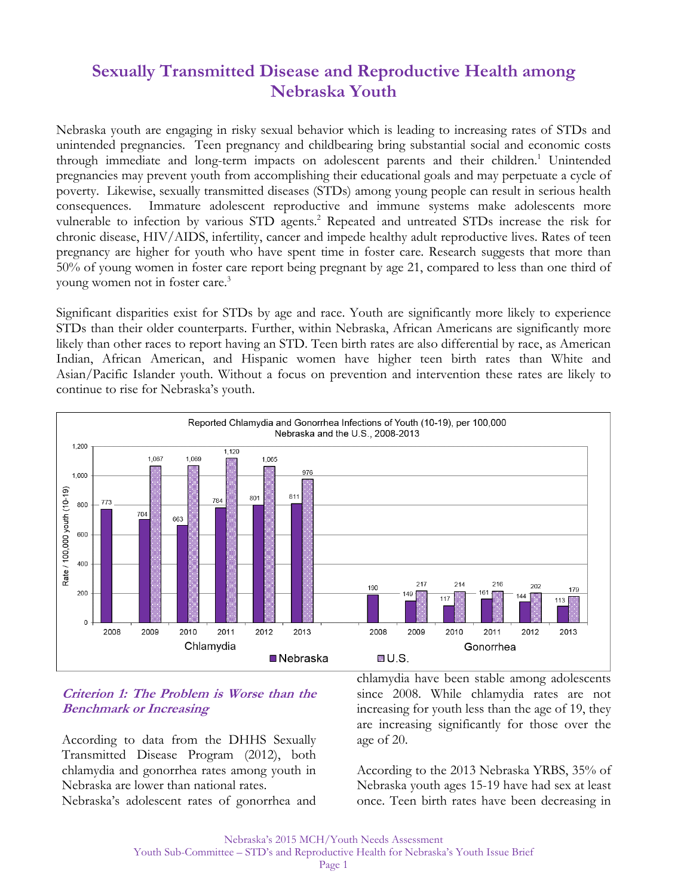# Sexually Transmitted Disease and Reproductive Health among Nebraska Youth

Nebraska youth are engaging in risky sexual behavior which is leading to increasing rates of STDs and unintended pregnancies. Teen pregnancy and childbearing bring substantial social and economic costs through immediate and long-term impacts on adolescent parents and their children.[1] Unintended pregnancies may prevent youth from accomplishing their educational goals and may perpetuate a cycle of poverty. Likewise, sexually transmitted diseases (STDs) among young people can result in serious health consequences. Immature adolescent reproductive and immune systems make adolescents more vulnerable to infection by various STD agents.[2] Repeated and untreated STDs increase the risk for chronic disease, HIV/AIDS, infertility, cancer and impede healthy adult reproductive lives. Rates of teen pregnancy are higher for youth who have spent time in foster care. Research suggests that more than 50% of young women in foster care report being pregnant by age 21, compared to less than one third of young women not in foster care.[3]

Significant disparities exist for STDs by age and race. Youth are significantly more likely to experience STDs than their older counterparts. Further, within Nebraska, African Americans are significantly more likely than other races to report having an STD. Teen birth rates are also differential by race, as American Indian, African American, and Hispanic women have higher teen birth rates than White and Asian/Pacific Islander youth. Without a focus on prevention and intervention these rates are likely to continue to rise for Nebraska's youth.

**Reported Chlamydia and Gonorrhea Infections of Youth (10-19), per 100,000 Nebraska and the U.S., 2008-2013**

Rate / 100,000 youth (10-19)

| | Chlamydia – Nebraska | Chlamydia – U.S. | Gonorrhea – Nebraska | Gonorrhea – U.S. |
|---|---|---|---|---|
| 2008 | 773 | | 190 | |
| 2009 | 704 | 1,067 | 149 | 217 |
| 2010 | 663 | 1,069 | 117 | 214 |
| 2011 | 784 | 1,120 | 161 | 216 |
| 2012 | 801 | 1,065 | 144 | 202 |
| 2013 | 811 | 976 | 113 | 179 |

### *Criterion 1: The Problem is Worse than the Benchmark or Increasing*

According to data from the DHHS Sexually Transmitted Disease Program (2012), both chlamydia and gonorrhea rates among youth in Nebraska are lower than national rates.

Nebraska's adolescent rates of gonorrhea and chlamydia have been stable among adolescents since 2008. While chlamydia rates are not increasing for youth less than the age of 19, they are increasing significantly for those over the age of 20.

According to the 2013 Nebraska YRBS, 35% of Nebraska youth ages 15-19 have had sex at least once. Teen birth rates have been decreasing in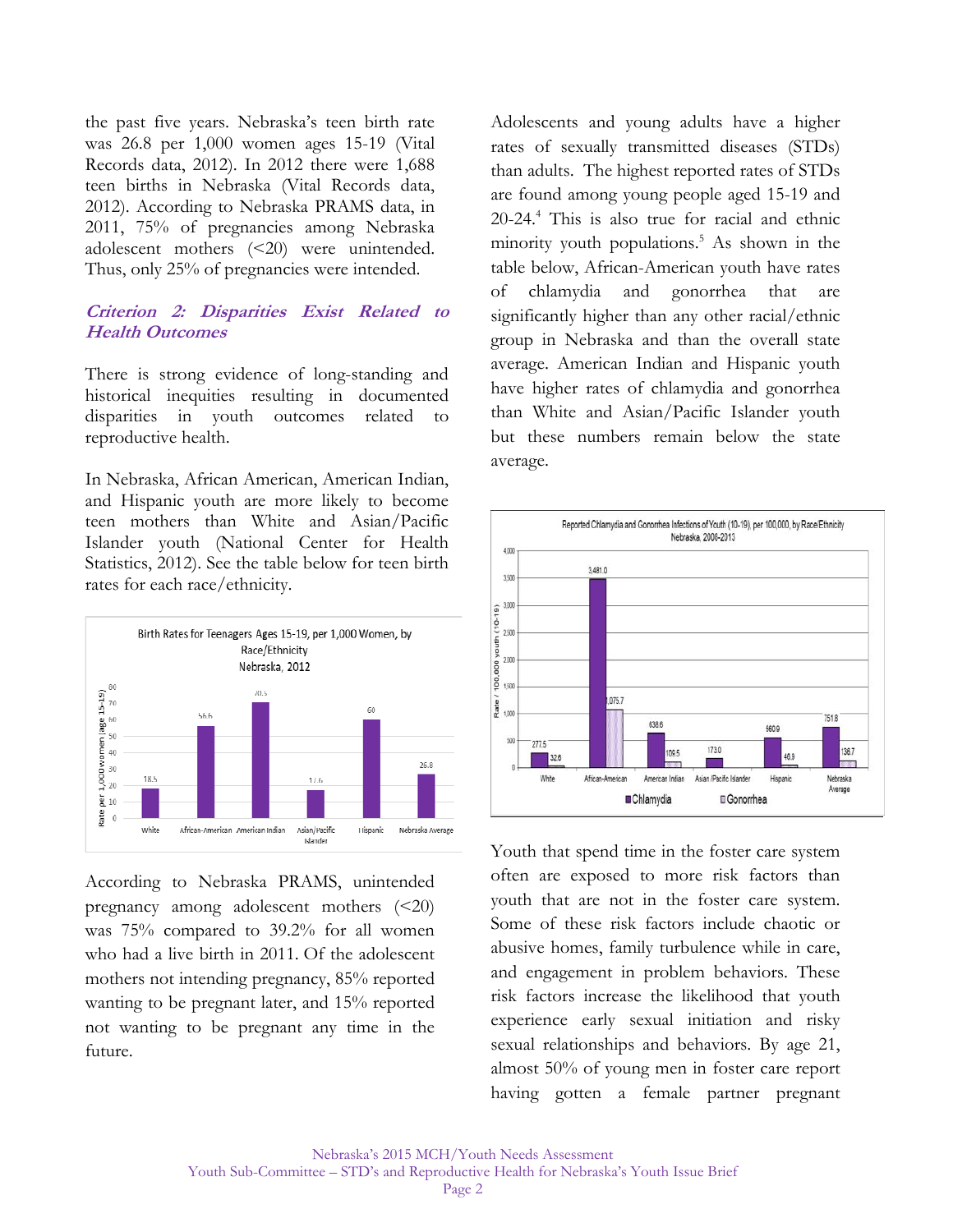the past five years. Nebraska's teen birth rate was 26.8 per 1,000 women ages 15-19 (Vital Records data, 2012). In 2012 there were 1,688 teen births in Nebraska (Vital Records data, 2012). According to Nebraska PRAMS data, in 2011, 75% of pregnancies among Nebraska adolescent mothers (<20) were unintended. Thus, only 25% of pregnancies were intended.

### *Criterion 2: Disparities Exist Related to Health Outcomes*

There is strong evidence of long-standing and historical inequities resulting in documented disparities in youth outcomes related to reproductive health.

In Nebraska, African American, American Indian, and Hispanic youth are more likely to become teen mothers than White and Asian/Pacific Islander youth (National Center for Health Statistics, 2012). See the table below for teen birth rates for each race/ethnicity.

Birth Rates for Teenagers Ages 15-19, per 1,000 Women, by Race/Ethnicity
Nebraska, 2012

| Race/Ethnicity | Rate per 1,000 women (age 15-19) |
|---|---|
| White | 18.5 |
| African-American | 56.6 |
| American Indian | 70.5 |
| Asian/Pacific Islander | 17.6 |
| Hispanic | 60 |
| Nebraska Average | 26.8 |

According to Nebraska PRAMS, unintended pregnancy among adolescent mothers (<20) was 75% compared to 39.2% for all women who had a live birth in 2011. Of the adolescent mothers not intending pregnancy, 85% reported wanting to be pregnant later, and 15% reported not wanting to be pregnant any time in the future.

Adolescents and young adults have a higher rates of sexually transmitted diseases (STDs) than adults. The highest reported rates of STDs are found among young people aged 15-19 and 20-24.[4] This is also true for racial and ethnic minority youth populations.[5] As shown in the table below, African-American youth have rates of chlamydia and gonorrhea that are significantly higher than any other racial/ethnic group in Nebraska and than the overall state average. American Indian and Hispanic youth have higher rates of chlamydia and gonorrhea than White and Asian/Pacific Islander youth but these numbers remain below the state average.

Reported Chlamydia and Gonorrhea Infections of Youth (10-19), per 100,000, by Race/Ethnicity
Nebraska, 2008-2013

| Race/Ethnicity | Chlamydia | Gonorrhea |
|---|---|---|
| White | 277.5 | 32.6 |
| African-American | 3,481.0 | 1,075.7 |
| American Indian | 638.6 | 109.5 |
| Asian/Pacific Islander | 173.0 | |
| Hispanic | 560.9 | 46.9 |
| Nebraska Average | 751.8 | 136.7 |

Youth that spend time in the foster care system often are exposed to more risk factors than youth that are not in the foster care system. Some of these risk factors include chaotic or abusive homes, family turbulence while in care, and engagement in problem behaviors. These risk factors increase the likelihood that youth experience early sexual initiation and risky sexual relationships and behaviors. By age 21, almost 50% of young men in foster care report having gotten a female partner pregnant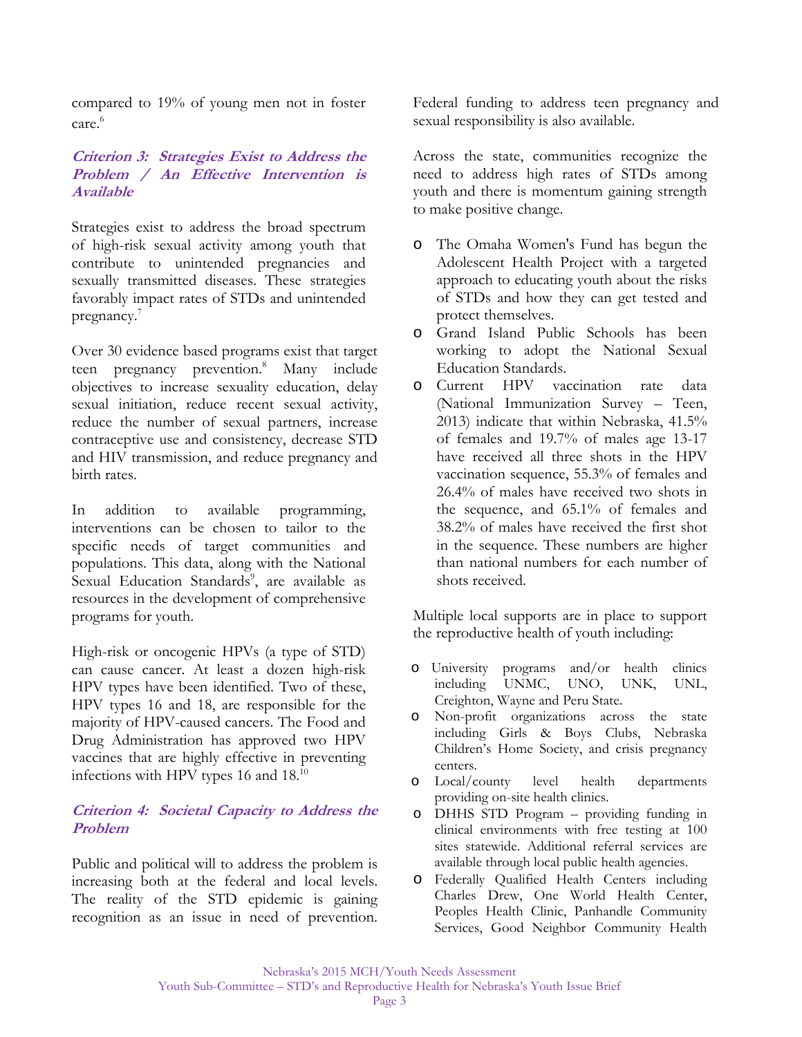compared to 19% of young men not in foster care.[6]

### *Criterion 3: Strategies Exist to Address the Problem / An Effective Intervention is Available*

Strategies exist to address the broad spectrum of high-risk sexual activity among youth that contribute to unintended pregnancies and sexually transmitted diseases. These strategies favorably impact rates of STDs and unintended pregnancy.[7]

Over 30 evidence based programs exist that target teen pregnancy prevention.[8] Many include objectives to increase sexuality education, delay sexual initiation, reduce recent sexual activity, reduce the number of sexual partners, increase contraceptive use and consistency, decrease STD and HIV transmission, and reduce pregnancy and birth rates.

In addition to available programming, interventions can be chosen to tailor to the specific needs of target communities and populations. This data, along with the National Sexual Education Standards[9], are available as resources in the development of comprehensive programs for youth.

High-risk or oncogenic HPVs (a type of STD) can cause cancer. At least a dozen high-risk HPV types have been identified. Two of these, HPV types 16 and 18, are responsible for the majority of HPV-caused cancers. The Food and Drug Administration has approved two HPV vaccines that are highly effective in preventing infections with HPV types 16 and 18.[10]

### *Criterion 4: Societal Capacity to Address the Problem*

Public and political will to address the problem is increasing both at the federal and local levels. The reality of the STD epidemic is gaining recognition as an issue in need of prevention. Federal funding to address teen pregnancy and sexual responsibility is also available.

Across the state, communities recognize the need to address high rates of STDs among youth and there is momentum gaining strength to make positive change.

- The Omaha Women's Fund has begun the Adolescent Health Project with a targeted approach to educating youth about the risks of STDs and how they can get tested and protect themselves.
- Grand Island Public Schools has been working to adopt the National Sexual Education Standards.
- Current HPV vaccination rate data (National Immunization Survey – Teen, 2013) indicate that within Nebraska, 41.5% of females and 19.7% of males age 13-17 have received all three shots in the HPV vaccination sequence, 55.3% of females and 26.4% of males have received two shots in the sequence, and 65.1% of females and 38.2% of males have received the first shot in the sequence. These numbers are higher than national numbers for each number of shots received.

Multiple local supports are in place to support the reproductive health of youth including:

- University programs and/or health clinics including UNMC, UNO, UNK, UNL, Creighton, Wayne and Peru State.
- Non-profit organizations across the state including Girls & Boys Clubs, Nebraska Children's Home Society, and crisis pregnancy centers.
- Local/county level health departments providing on-site health clinics.
- DHHS STD Program – providing funding in clinical environments with free testing at 100 sites statewide. Additional referral services are available through local public health agencies.
- Federally Qualified Health Centers including Charles Drew, One World Health Center, Peoples Health Clinic, Panhandle Community Services, Good Neighbor Community Health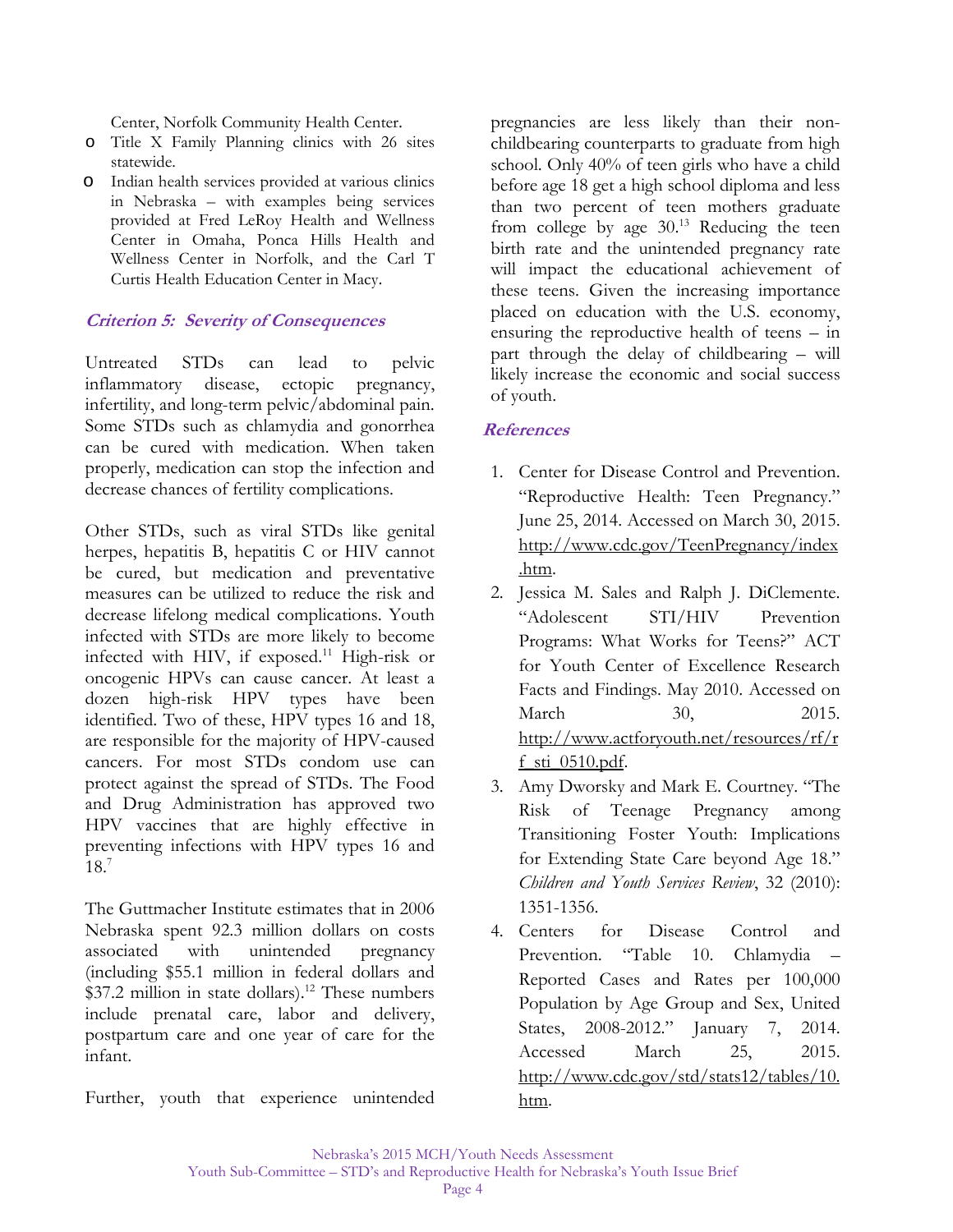Center, Norfolk Community Health Center.

- Title X Family Planning clinics with 26 sites statewide.
- Indian health services provided at various clinics in Nebraska – with examples being services provided at Fred LeRoy Health and Wellness Center in Omaha, Ponca Hills Health and Wellness Center in Norfolk, and the Carl T Curtis Health Education Center in Macy.

### *Criterion 5: Severity of Consequences*

Untreated STDs can lead to pelvic inflammatory disease, ectopic pregnancy, infertility, and long-term pelvic/abdominal pain. Some STDs such as chlamydia and gonorrhea can be cured with medication. When taken properly, medication can stop the infection and decrease chances of fertility complications.

Other STDs, such as viral STDs like genital herpes, hepatitis B, hepatitis C or HIV cannot be cured, but medication and preventative measures can be utilized to reduce the risk and decrease lifelong medical complications. Youth infected with STDs are more likely to become infected with HIV, if exposed.[11] High-risk or oncogenic HPVs can cause cancer. At least a dozen high-risk HPV types have been identified. Two of these, HPV types 16 and 18, are responsible for the majority of HPV-caused cancers. For most STDs condom use can protect against the spread of STDs. The Food and Drug Administration has approved two HPV vaccines that are highly effective in preventing infections with HPV types 16 and 18.[7]

The Guttmacher Institute estimates that in 2006 Nebraska spent 92.3 million dollars on costs associated with unintended pregnancy (including $55.1 million in federal dollars and $37.2 million in state dollars).[12] These numbers include prenatal care, labor and delivery, postpartum care and one year of care for the infant.

Further, youth that experience unintended pregnancies are less likely than their non-childbearing counterparts to graduate from high school. Only 40% of teen girls who have a child before age 18 get a high school diploma and less than two percent of teen mothers graduate from college by age 30.[13] Reducing the teen birth rate and the unintended pregnancy rate will impact the educational achievement of these teens. Given the increasing importance placed on education with the U.S. economy, ensuring the reproductive health of teens – in part through the delay of childbearing – will likely increase the economic and social success of youth.

### *References*

1. Center for Disease Control and Prevention. "Reproductive Health: Teen Pregnancy." June 25, 2014. Accessed on March 30, 2015. http://www.cdc.gov/TeenPregnancy/index.htm.
2. Jessica M. Sales and Ralph J. DiClemente. "Adolescent STI/HIV Prevention Programs: What Works for Teens?" ACT for Youth Center of Excellence Research Facts and Findings. May 2010. Accessed on March 30, 2015. http://www.actforyouth.net/resources/rf/rf_sti_0510.pdf.
3. Amy Dworsky and Mark E. Courtney. "The Risk of Teenage Pregnancy among Transitioning Foster Youth: Implications for Extending State Care beyond Age 18." *Children and Youth Services Review*, 32 (2010): 1351-1356.
4. Centers for Disease Control and Prevention. "Table 10. Chlamydia – Reported Cases and Rates per 100,000 Population by Age Group and Sex, United States, 2008-2012." January 7, 2014. Accessed March 25, 2015. http://www.cdc.gov/std/stats12/tables/10.htm.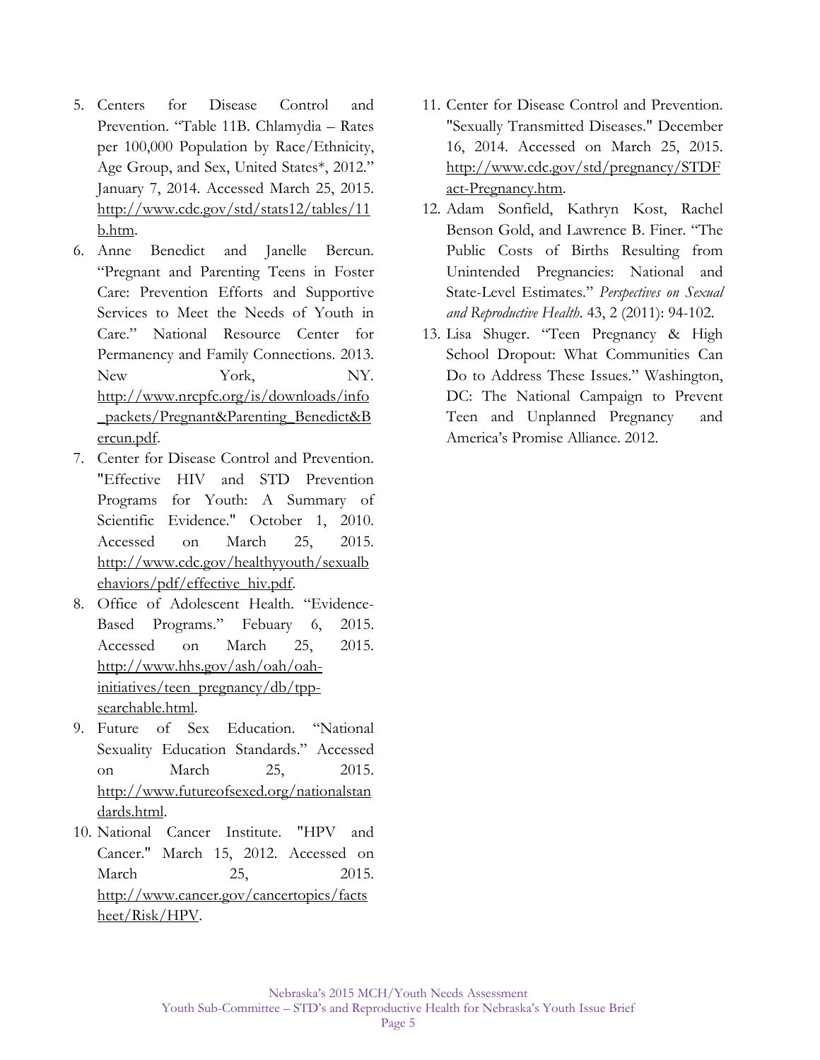5. Centers for Disease Control and Prevention. "Table 11B. Chlamydia – Rates per 100,000 Population by Race/Ethnicity, Age Group, and Sex, United States*, 2012." January 7, 2014. Accessed March 25, 2015. http://www.cdc.gov/std/stats12/tables/11b.htm.
6. Anne Benedict and Janelle Bercun. "Pregnant and Parenting Teens in Foster Care: Prevention Efforts and Supportive Services to Meet the Needs of Youth in Care." National Resource Center for Permanency and Family Connections. 2013. New York, NY. http://www.nrcpfc.org/is/downloads/info_packets/Pregnant&Parenting_Benedict&Bercun.pdf.
7. Center for Disease Control and Prevention. "Effective HIV and STD Prevention Programs for Youth: A Summary of Scientific Evidence." October 1, 2010. Accessed on March 25, 2015. http://www.cdc.gov/healthyyouth/sexualbehaviors/pdf/effective_hiv.pdf.
8. Office of Adolescent Health. "Evidence-Based Programs." Febuary 6, 2015. Accessed on March 25, 2015. http://www.hhs.gov/ash/oah/oah-initiatives/teen_pregnancy/db/tpp-searchable.html.
9. Future of Sex Education. "National Sexuality Education Standards." Accessed on March 25, 2015. http://www.futureofsexed.org/nationalstandards.html.
10. National Cancer Institute. "HPV and Cancer." March 15, 2012. Accessed on March 25, 2015. http://www.cancer.gov/cancertopics/factsheet/Risk/HPV.
11. Center for Disease Control and Prevention. "Sexually Transmitted Diseases." December 16, 2014. Accessed on March 25, 2015. http://www.cdc.gov/std/pregnancy/STDFact-Pregnancy.htm.
12. Adam Sonfield, Kathryn Kost, Rachel Benson Gold, and Lawrence B. Finer. "The Public Costs of Births Resulting from Unintended Pregnancies: National and State-Level Estimates." *Perspectives on Sexual and Reproductive Health*. 43, 2 (2011): 94-102.
13. Lisa Shuger. "Teen Pregnancy & High School Dropout: What Communities Can Do to Address These Issues." Washington, DC: The National Campaign to Prevent Teen and Unplanned Pregnancy and America's Promise Alliance. 2012.